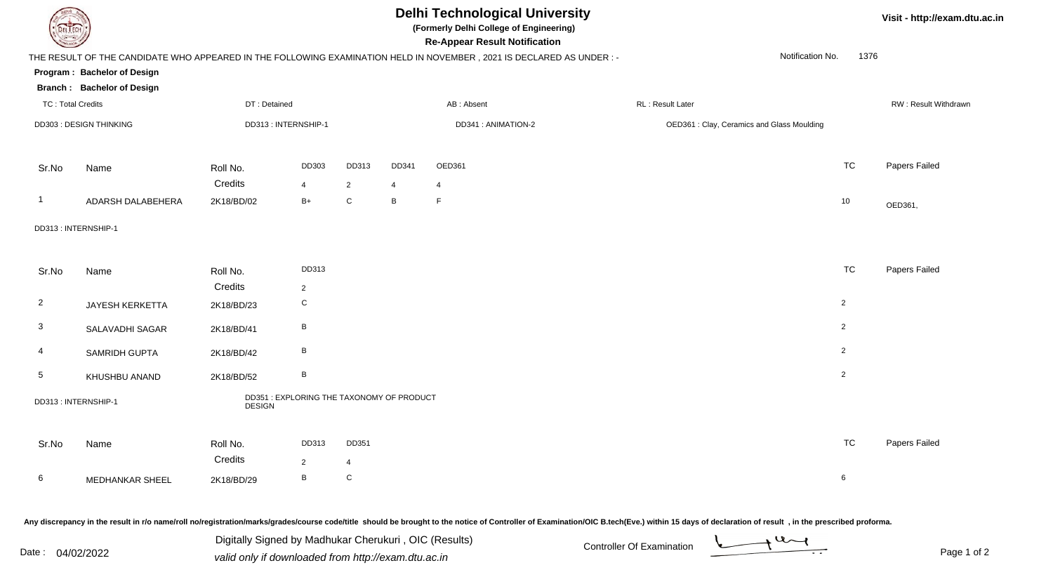# Delhi Technological University

**(Formerly Delhi College of Engineering)**

**Re-Appear Result Notification**

Visit - http://exam.dtu.ac.in

THE RESULT OF THE CANDIDATE WHO APPEARED IN THE FOLLOWING EXAMINATION HELD IN NOVEMBER , 2021 IS DECLARED AS UNDER : -

Notification No. 1376

**Program : Bachelor of Design**

**Branch : Bachelor of Design**

TC : Total Credits | DT : Detained | AB : Absent | RL : Result Later | RW : Result Withdrawn

DD303 : DESIGN THINKING | DD313 : INTERNSHIP-1 | DD341 : ANIMATION-2 | OED361 : Clay, Ceramics and Glass Moulding

| Sr.No | Name | Roll No. | DD303 | DD313 | DD341 | OED361 | TC | Papers Failed |
|---|---|---|---|---|---|---|---|---|
| | | Credits | 4 | 2 | 4 | 4 | | |
| 1 | ADARSH DALABEHERA | 2K18/BD/02 | B+ | C | B | F | 10 | OED361, |

DD313 : INTERNSHIP-1

| Sr.No | Name | Roll No. | DD313 | TC | Papers Failed |
|---|---|---|---|---|---|
| | | Credits | 2 | | |
| 2 | JAYESH KERKETTA | 2K18/BD/23 | C | 2 | |
| 3 | SALAVADHI SAGAR | 2K18/BD/41 | B | 2 | |
| 4 | SAMRIDH GUPTA | 2K18/BD/42 | B | 2 | |
| 5 | KHUSHBU ANAND | 2K18/BD/52 | B | 2 | |

DD313 : INTERNSHIP-1 | DD351 : EXPLORING THE TAXONOMY OF PRODUCT DESIGN

| Sr.No | Name | Roll No. | DD313 | DD351 | TC | Papers Failed |
|---|---|---|---|---|---|---|
| | | Credits | 2 | 4 | | |
| 6 | MEDHANKAR SHEEL | 2K18/BD/29 | B | C | 6 | |

Any discrepancy in the result in r/o name/roll no/registration/marks/grades/course code/title should be brought to the notice of Controller of Examination/OIC B.tech(Eve.) within 15 days of declaration of result , in the prescribed proforma.

Date : 04/02/2022

Digitally Signed by Madhukar Cherukuri , OIC (Results)
valid only if downloaded from http://exam.dtu.ac.in

Controller Of Examination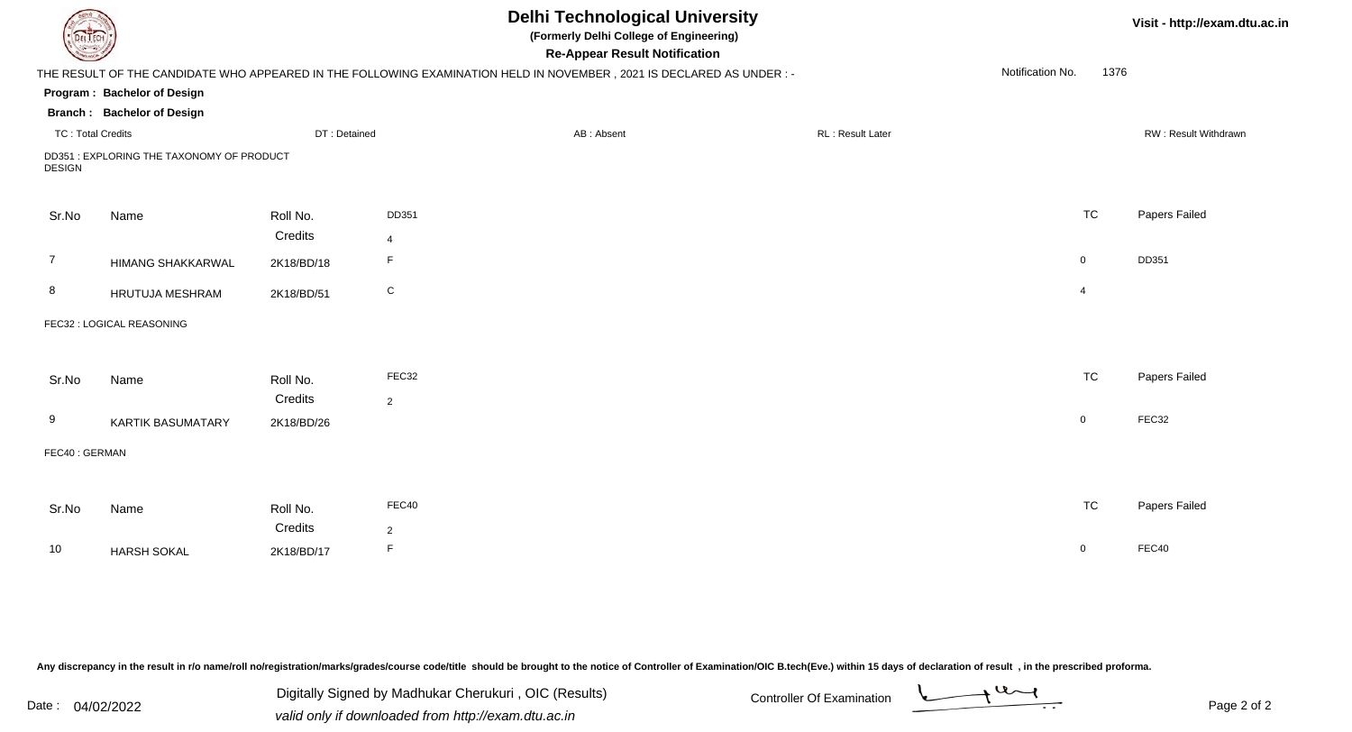# Delhi Technological University

**(Formerly Delhi College of Engineering)**

**Re-Appear Result Notification**

Visit - http://exam.dtu.ac.in

THE RESULT OF THE CANDIDATE WHO APPEARED IN THE FOLLOWING EXAMINATION HELD IN NOVEMBER , 2021 IS DECLARED AS UNDER : -

Notification No. 1376

**Program : Bachelor of Design**

**Branch : Bachelor of Design**

TC : Total Credits | DT : Detained | AB : Absent | RL : Result Later | RW : Result Withdrawn

DD351 : EXPLORING THE TAXONOMY OF PRODUCT DESIGN

| Sr.No | Name | Roll No. | DD351 | TC | Papers Failed |
|---|---|---|---|---|---|
| | | Credits | 4 | | |
| 7 | HIMANG SHAKKARWAL | 2K18/BD/18 | F | 0 | DD351 |
| 8 | HRUTUJA MESHRAM | 2K18/BD/51 | C | 4 | |

FEC32 : LOGICAL REASONING

| Sr.No | Name | Roll No. | FEC32 | TC | Papers Failed |
|---|---|---|---|---|---|
| | | Credits | 2 | | |
| 9 | KARTIK BASUMATARY | 2K18/BD/26 | | 0 | FEC32 |

FEC40 : GERMAN

| Sr.No | Name | Roll No. | FEC40 | TC | Papers Failed |
|---|---|---|---|---|---|
| | | Credits | 2 | | |
| 10 | HARSH SOKAL | 2K18/BD/17 | F | 0 | FEC40 |

Any discrepancy in the result in r/o name/roll no/registration/marks/grades/course code/title should be brought to the notice of Controller of Examination/OIC B.tech(Eve.) within 15 days of declaration of result , in the prescribed proforma.

Date : 04/02/2022

Digitally Signed by Madhukar Cherukuri , OIC (Results)

*valid only if downloaded from http://exam.dtu.ac.in*

Controller Of Examination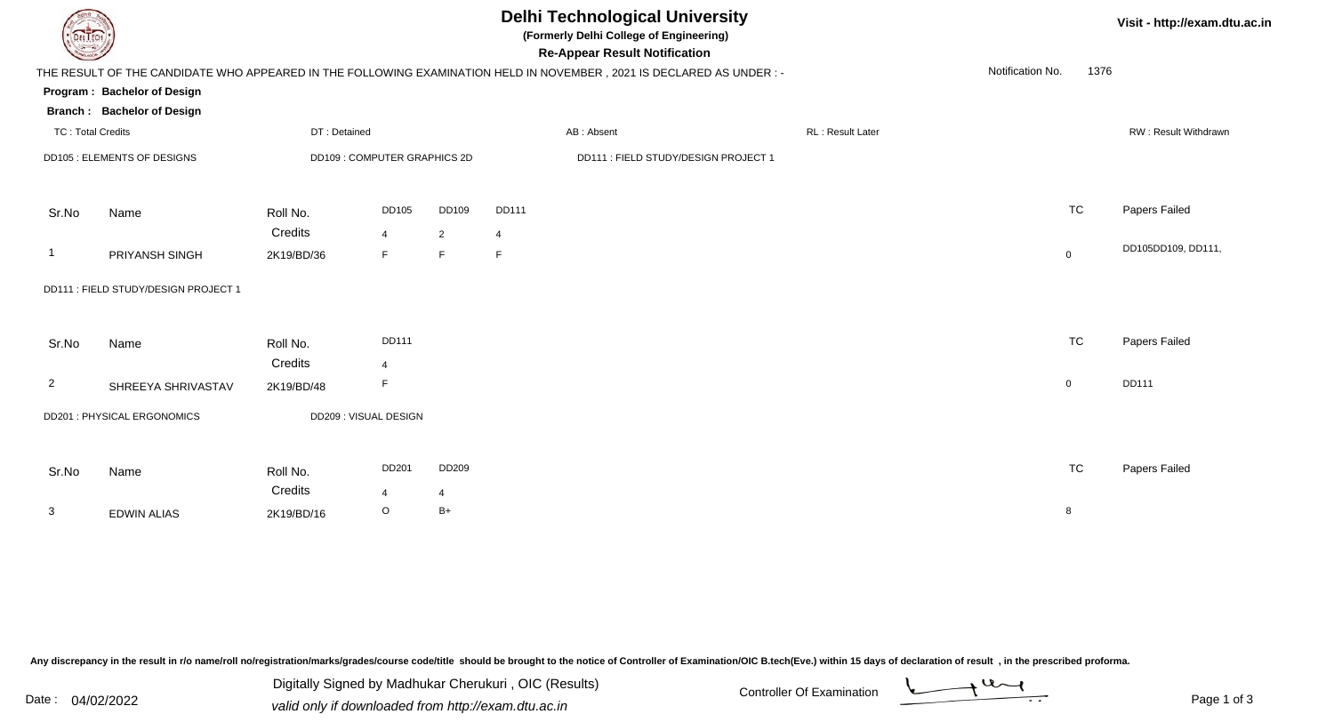# Delhi Technological University

**(Formerly Delhi College of Engineering)**

**Re-Appear Result Notification**

Visit - http://exam.dtu.ac.in

THE RESULT OF THE CANDIDATE WHO APPEARED IN THE FOLLOWING EXAMINATION HELD IN NOVEMBER , 2021 IS DECLARED AS UNDER : -

Notification No. 1376

**Program : Bachelor of Design**

**Branch : Bachelor of Design**

TC : Total Credits | DT : Detained | AB : Absent | RL : Result Later | RW : Result Withdrawn

DD105 : ELEMENTS OF DESIGNS | DD109 : COMPUTER GRAPHICS 2D | DD111 : FIELD STUDY/DESIGN PROJECT 1

| Sr.No | Name | Roll No. | DD105 | DD109 | DD111 | TC | Papers Failed |
|---|---|---|---|---|---|---|---|
| | | Credits | 4 | 2 | 4 | | |
| 1 | PRIYANSH SINGH | 2K19/BD/36 | F | F | F | 0 | DD105DD109, DD111, |

DD111 : FIELD STUDY/DESIGN PROJECT 1

| Sr.No | Name | Roll No. | DD111 | TC | Papers Failed |
|---|---|---|---|---|---|
| | | Credits | 4 | | |
| 2 | SHREEYA SHRIVASTAV | 2K19/BD/48 | F | 0 | DD111 |

DD201 : PHYSICAL ERGONOMICS | DD209 : VISUAL DESIGN

| Sr.No | Name | Roll No. | DD201 | DD209 | TC | Papers Failed |
|---|---|---|---|---|---|---|
| | | Credits | 4 | 4 | | |
| 3 | EDWIN ALIAS | 2K19/BD/16 | O | B+ | 8 | |

Any discrepancy in the result in r/o name/roll no/registration/marks/grades/course code/title should be brought to the notice of Controller of Examination/OIC B.tech(Eve.) within 15 days of declaration of result , in the prescribed proforma.

Date : 04/02/2022

Digitally Signed by Madhukar Cherukuri , OIC (Results)

valid only if downloaded from http://exam.dtu.ac.in

Controller Of Examination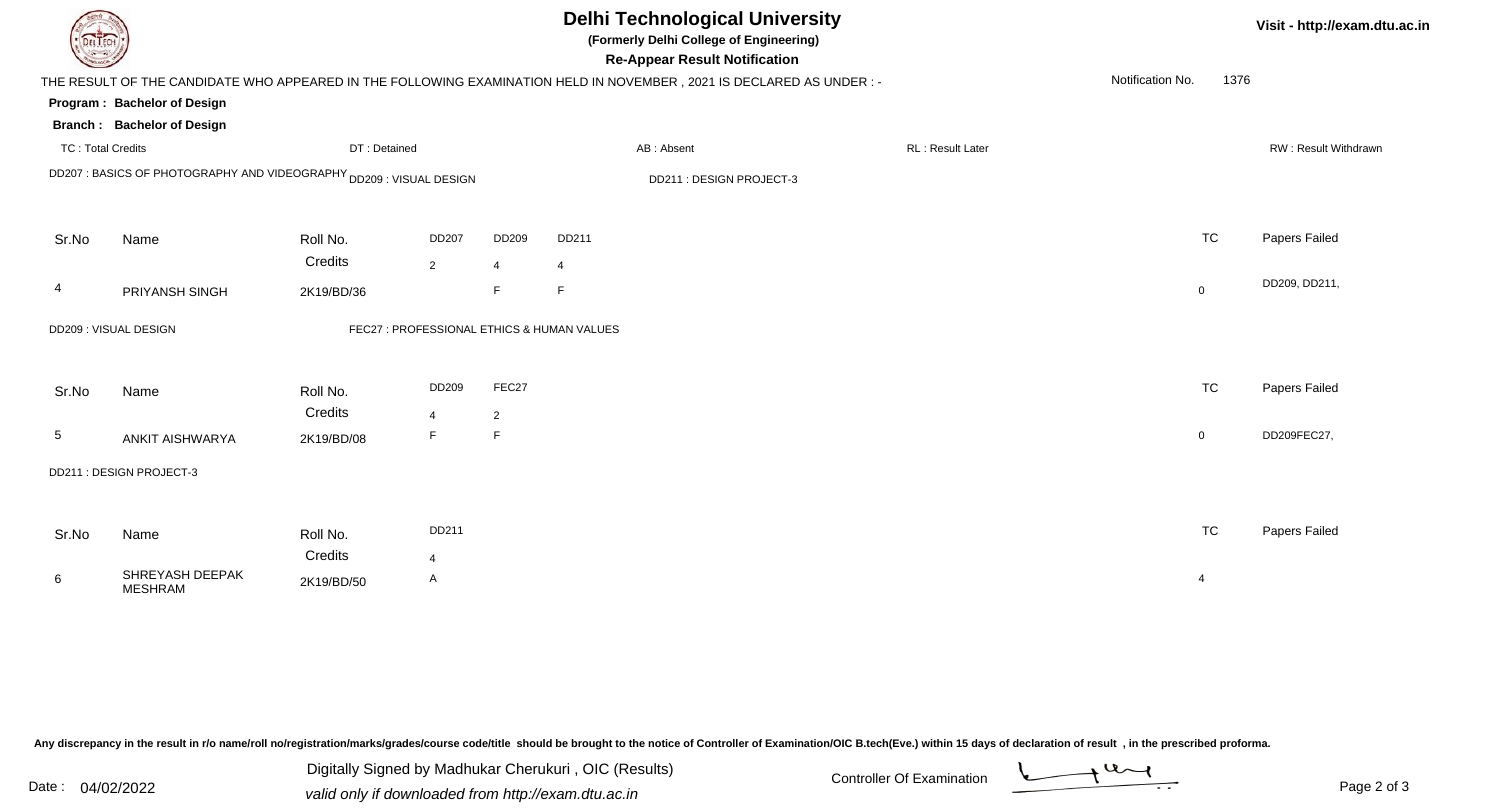# Delhi Technological University

**(Formerly Delhi College of Engineering)**

**Re-Appear Result Notification**

Visit - http://exam.dtu.ac.in

THE RESULT OF THE CANDIDATE WHO APPEARED IN THE FOLLOWING EXAMINATION HELD IN NOVEMBER , 2021 IS DECLARED AS UNDER : -

Notification No. 1376

**Program : Bachelor of Design**

**Branch : Bachelor of Design**

TC : Total Credits | DT : Detained | AB : Absent | RL : Result Later | RW : Result Withdrawn

DD207 : BASICS OF PHOTOGRAPHY AND VIDEOGRAPHY | DD209 : VISUAL DESIGN | DD211 : DESIGN PROJECT-3

| Sr.No | Name | Roll No. | DD207 | DD209 | DD211 | TC | Papers Failed |
|---|---|---|---|---|---|---|---|
| | | Credits | 2 | 4 | 4 | | |
| 4 | PRIYANSH SINGH | 2K19/BD/36 | | F | F | 0 | DD209, DD211, |

DD209 : VISUAL DESIGN | FEC27 : PROFESSIONAL ETHICS & HUMAN VALUES

| Sr.No | Name | Roll No. | DD209 | FEC27 | TC | Papers Failed |
|---|---|---|---|---|---|---|
| | | Credits | 4 | 2 | | |
| 5 | ANKIT AISHWARYA | 2K19/BD/08 | F | F | 0 | DD209FEC27, |

DD211 : DESIGN PROJECT-3

| Sr.No | Name | Roll No. | DD211 | TC | Papers Failed |
|---|---|---|---|---|---|
| | | Credits | 4 | | |
| 6 | SHREYASH DEEPAK MESHRAM | 2K19/BD/50 | A | 4 | |

Any discrepancy in the result in r/o name/roll no/registration/marks/grades/course code/title should be brought to the notice of Controller of Examination/OIC B.tech(Eve.) within 15 days of declaration of result , in the prescribed proforma.

Date : 04/02/2022

Digitally Signed by Madhukar Cherukuri , OIC (Results)

valid only if downloaded from http://exam.dtu.ac.in

Controller Of Examination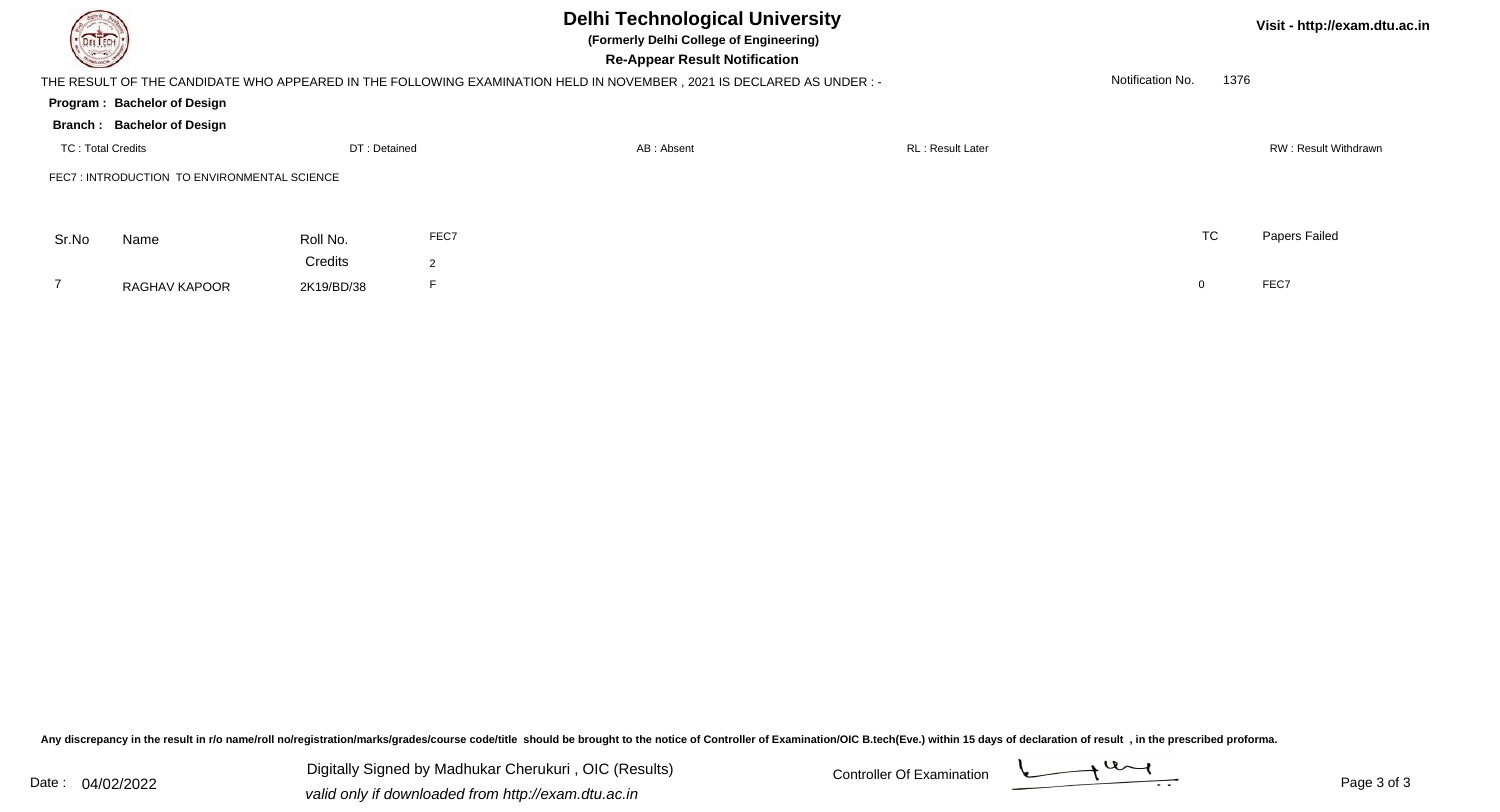# Delhi Technological University

**(Formerly Delhi College of Engineering)**

**Re-Appear Result Notification**

Visit - http://exam.dtu.ac.in

THE RESULT OF THE CANDIDATE WHO APPEARED IN THE FOLLOWING EXAMINATION HELD IN NOVEMBER , 2021 IS DECLARED AS UNDER : -

Notification No. 1376

**Program : Bachelor of Design**

**Branch : Bachelor of Design**

TC : Total Credits | DT : Detained | AB : Absent | RL : Result Later | RW : Result Withdrawn

FEC7 : INTRODUCTION TO ENVIRONMENTAL SCIENCE

| Sr.No | Name | Roll No. | FEC7 | TC | Papers Failed |
|---|---|---|---|---|---|
| | | Credits | 2 | | |
| 7 | RAGHAV KAPOOR | 2K19/BD/38 | F | 0 | FEC7 |

**Any discrepancy in the result in r/o name/roll no/registration/marks/grades/course code/title should be brought to the notice of Controller of Examination/OIC B.tech(Eve.) within 15 days of declaration of result , in the prescribed proforma.**

Date : 04/02/2022

Digitally Signed by Madhukar Cherukuri , OIC (Results)

*valid only if downloaded from http://exam.dtu.ac.in*

Controller Of Examination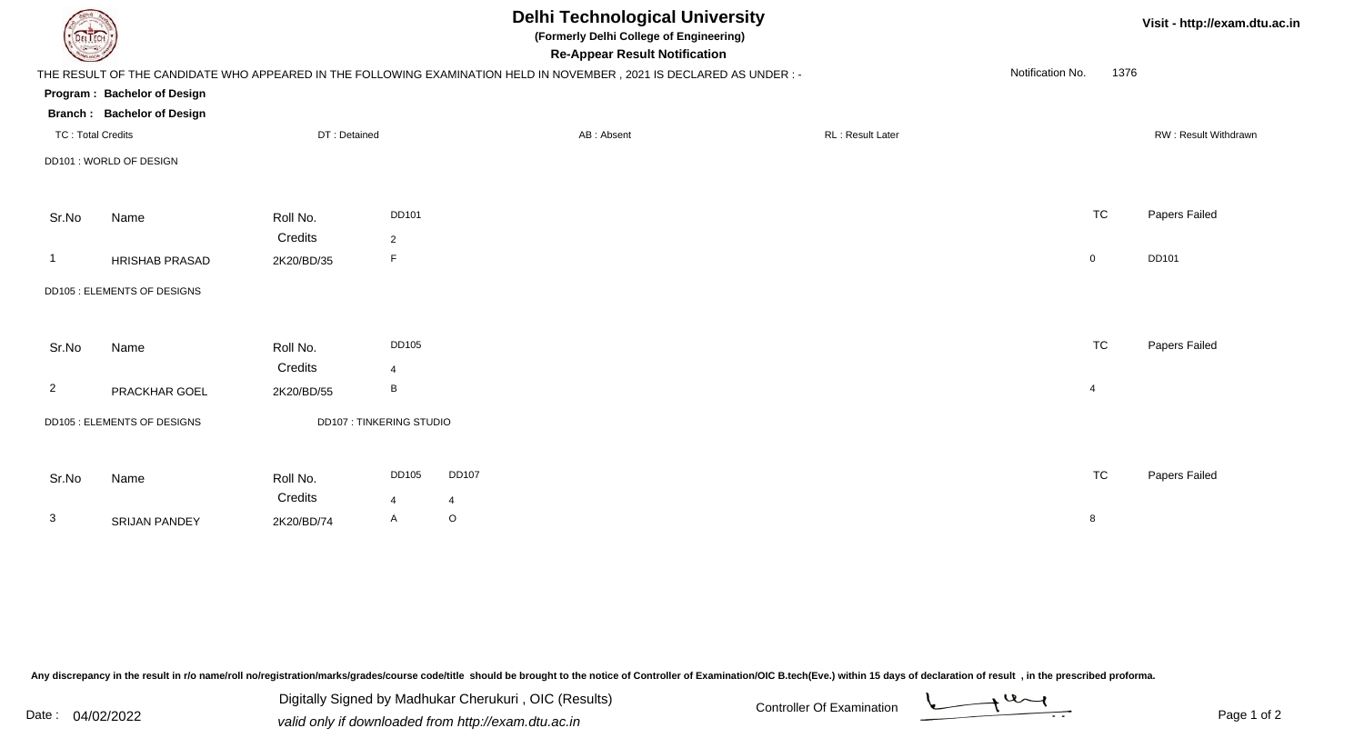# Delhi Technological University

**(Formerly Delhi College of Engineering)**

**Re-Appear Result Notification**

Visit - http://exam.dtu.ac.in

THE RESULT OF THE CANDIDATE WHO APPEARED IN THE FOLLOWING EXAMINATION HELD IN NOVEMBER , 2021 IS DECLARED AS UNDER : -

Notification No. 1376

**Program : Bachelor of Design**

**Branch : Bachelor of Design**

TC : Total Credits | DT : Detained | AB : Absent | RL : Result Later | RW : Result Withdrawn

DD101 : WORLD OF DESIGN

| Sr.No | Name | Roll No. | DD101 | TC | Papers Failed |
|---|---|---|---|---|---|
| | | Credits | 2 | | |
| 1 | HRISHAB PRASAD | 2K20/BD/35 | F | 0 | DD101 |

DD105 : ELEMENTS OF DESIGNS

| Sr.No | Name | Roll No. | DD105 | TC | Papers Failed |
|---|---|---|---|---|---|
| | | Credits | 4 | | |
| 2 | PRACKHAR GOEL | 2K20/BD/55 | B | 4 | |

DD105 : ELEMENTS OF DESIGNS     DD107 : TINKERING STUDIO

| Sr.No | Name | Roll No. | DD105 | DD107 | TC | Papers Failed |
|---|---|---|---|---|---|---|
| | | Credits | 4 | 4 | | |
| 3 | SRIJAN PANDEY | 2K20/BD/74 | A | O | 8 | |

Any discrepancy in the result in r/o name/roll no/registration/marks/grades/course code/title should be brought to the notice of Controller of Examination/OIC B.tech(Eve.) within 15 days of declaration of result , in the prescribed proforma.

Date : 04/02/2022

Digitally Signed by Madhukar Cherukuri , OIC (Results)

*valid only if downloaded from http://exam.dtu.ac.in*

Controller Of Examination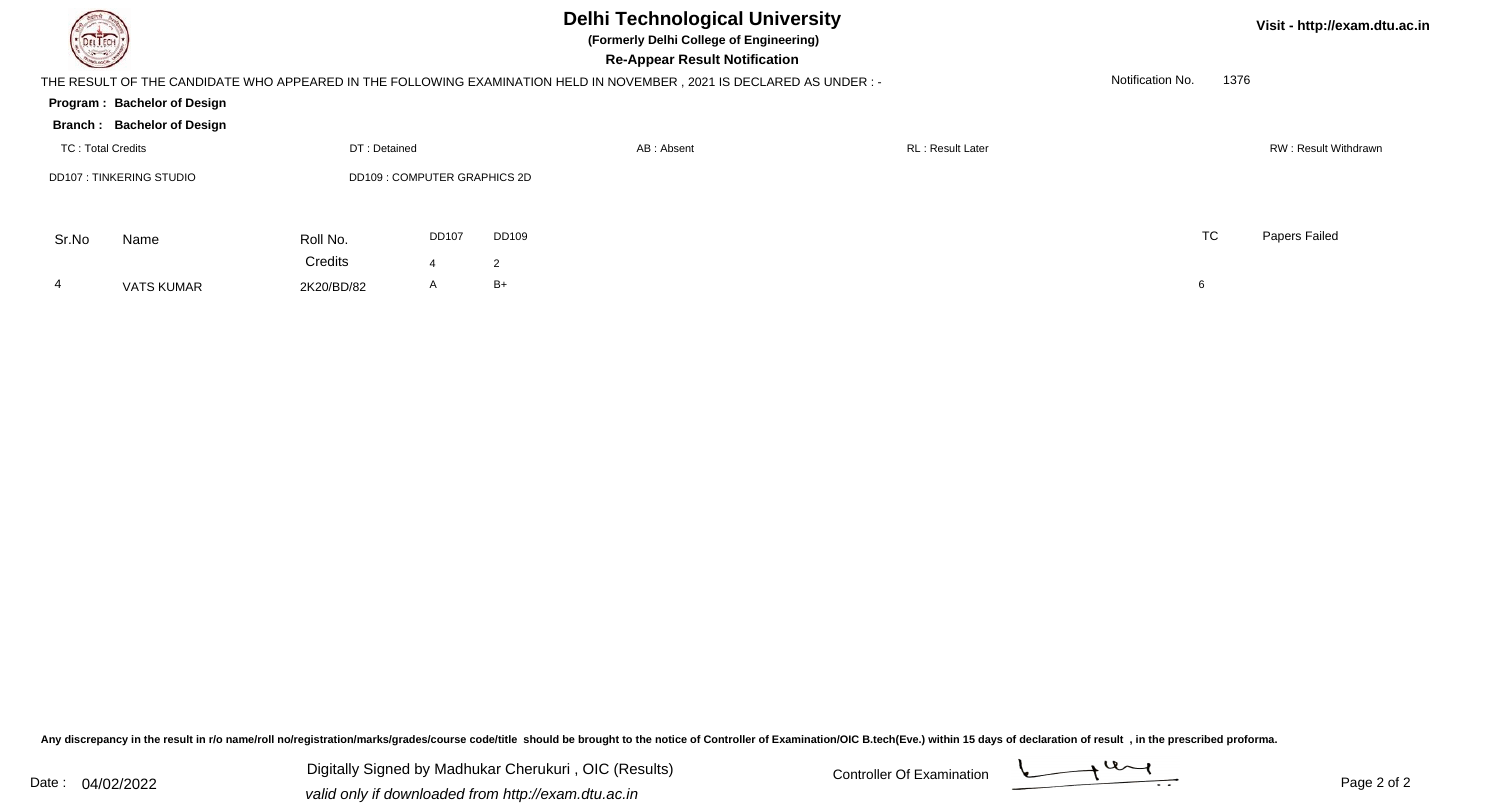# Delhi Technological University

**(Formerly Delhi College of Engineering)**

**Re-Appear Result Notification**

Visit - http://exam.dtu.ac.in

THE RESULT OF THE CANDIDATE WHO APPEARED IN THE FOLLOWING EXAMINATION HELD IN NOVEMBER , 2021 IS DECLARED AS UNDER : -

Notification No. 1376

**Program : Bachelor of Design**

**Branch : Bachelor of Design**

TC : Total Credits | DT : Detained | AB : Absent | RL : Result Later | RW : Result Withdrawn

DD107 : TINKERING STUDIO | DD109 : COMPUTER GRAPHICS 2D

| Sr.No | Name | Roll No. | DD107 | DD109 | TC | Papers Failed |
|---|---|---|---|---|---|---|
| | | Credits | 4 | 2 | | |
| 4 | VATS KUMAR | 2K20/BD/82 | A | B+ | 6 | |

Any discrepancy in the result in r/o name/roll no/registration/marks/grades/course code/title should be brought to the notice of Controller of Examination/OIC B.tech(Eve.) within 15 days of declaration of result , in the prescribed proforma.

Date : 04/02/2022

Digitally Signed by Madhukar Cherukuri , OIC (Results)

*valid only if downloaded from http://exam.dtu.ac.in*

Controller Of Examination